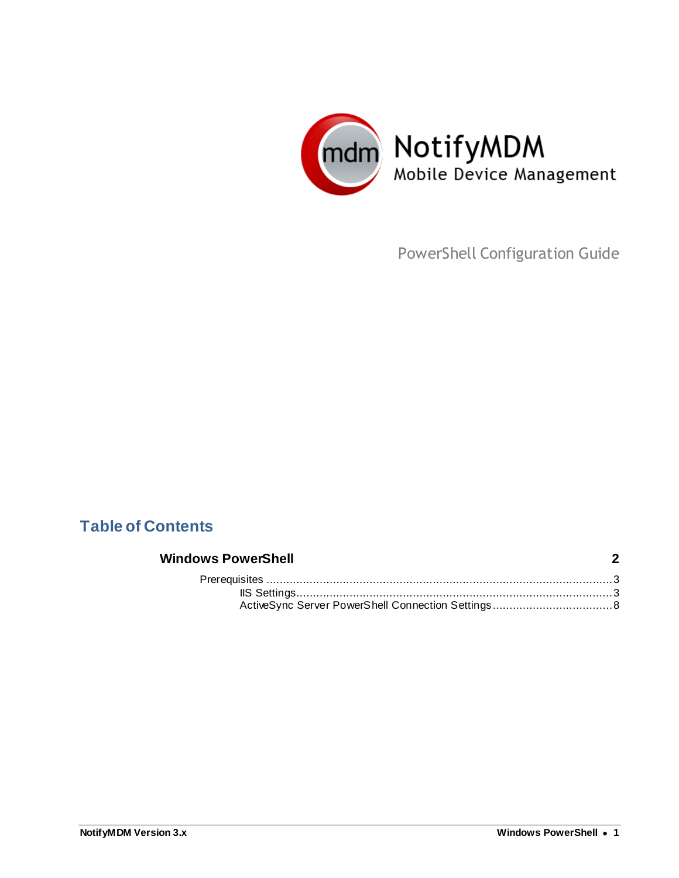NotifyMDM

Mobile Device Management

PowerShell Configuration Guide

# Table of Contents

**Windows PowerShell** **2**

- Prerequisites ........................................................................ 3
  - IIS Settings ........................................................................ 3
  - ActiveSync Server PowerShell Connection Settings .................... 8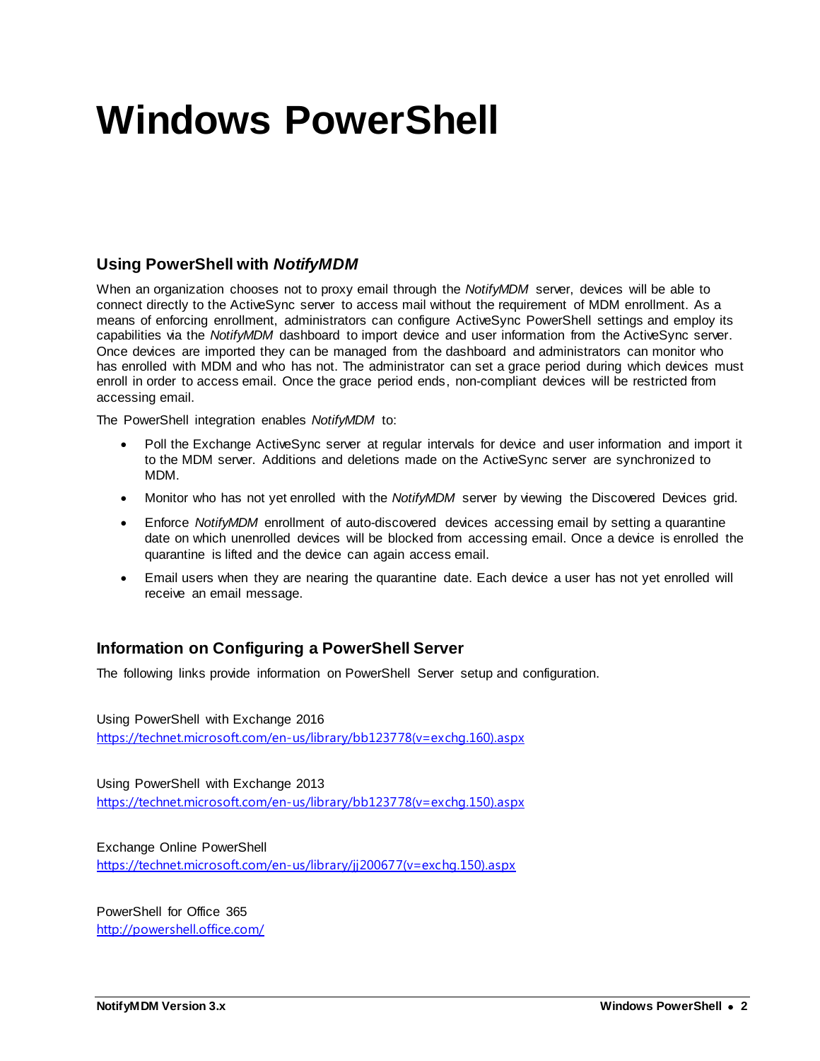# Windows PowerShell

## Using PowerShell with *NotifyMDM*

When an organization chooses not to proxy email through the *NotifyMDM* server, devices will be able to connect directly to the ActiveSync server to access mail without the requirement of MDM enrollment. As a means of enforcing enrollment, administrators can configure ActiveSync PowerShell settings and employ its capabilities via the *NotifyMDM* dashboard to import device and user information from the ActiveSync server. Once devices are imported they can be managed from the dashboard and administrators can monitor who has enrolled with MDM and who has not. The administrator can set a grace period during which devices must enroll in order to access email. Once the grace period ends, non-compliant devices will be restricted from accessing email.

The PowerShell integration enables *NotifyMDM* to:

- Poll the Exchange ActiveSync server at regular intervals for device and user information and import it to the MDM server. Additions and deletions made on the ActiveSync server are synchronized to MDM.
- Monitor who has not yet enrolled with the *NotifyMDM* server by viewing the Discovered Devices grid.
- Enforce *NotifyMDM* enrollment of auto-discovered devices accessing email by setting a quarantine date on which unenrolled devices will be blocked from accessing email. Once a device is enrolled the quarantine is lifted and the device can again access email.
- Email users when they are nearing the quarantine date. Each device a user has not yet enrolled will receive an email message.

## Information on Configuring a PowerShell Server

The following links provide information on PowerShell Server setup and configuration.

Using PowerShell with Exchange 2016
https://technet.microsoft.com/en-us/library/bb123778(v=exchg.160).aspx

Using PowerShell with Exchange 2013
https://technet.microsoft.com/en-us/library/bb123778(v=exchg.150).aspx

Exchange Online PowerShell
https://technet.microsoft.com/en-us/library/jj200677(v=exchg.150).aspx

PowerShell for Office 365
http://powershell.office.com/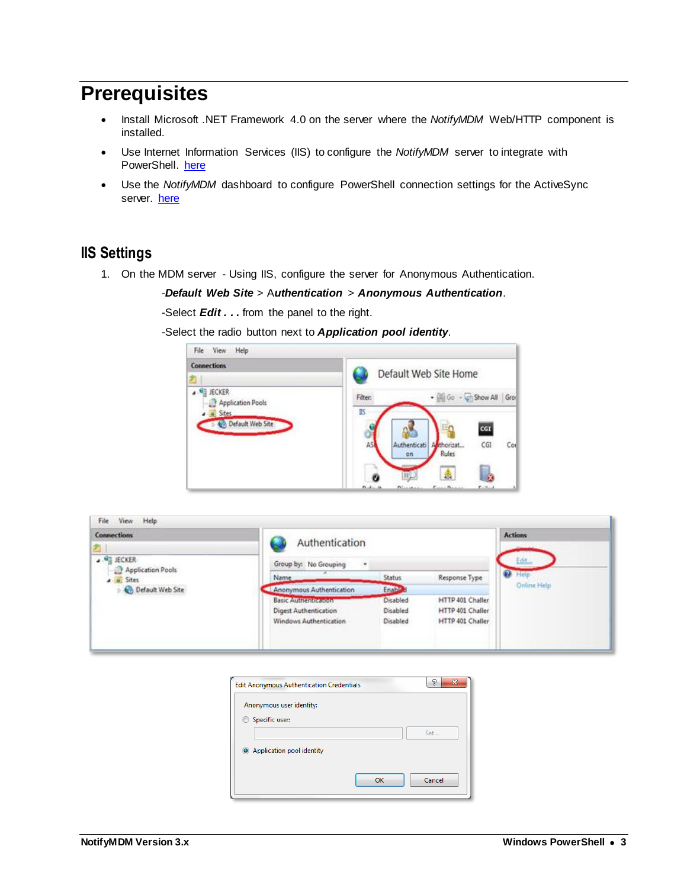# Prerequisites

- Install Microsoft .NET Framework 4.0 on the server where the *NotifyMDM* Web/HTTP component is installed.
- Use Internet Information Services (IIS) to configure the *NotifyMDM* server to integrate with PowerShell. here
- Use the *NotifyMDM* dashboard to configure PowerShell connection settings for the ActiveSync server. here

## IIS Settings

1. On the MDM server - Using IIS, configure the server for Anonymous Authentication.

   -***Default Web Site*** > ***Authentication*** > ***Anonymous Authentication***.

   -Select ***Edit . . .*** from the panel to the right.

   -Select the radio button next to ***Application pool identity***.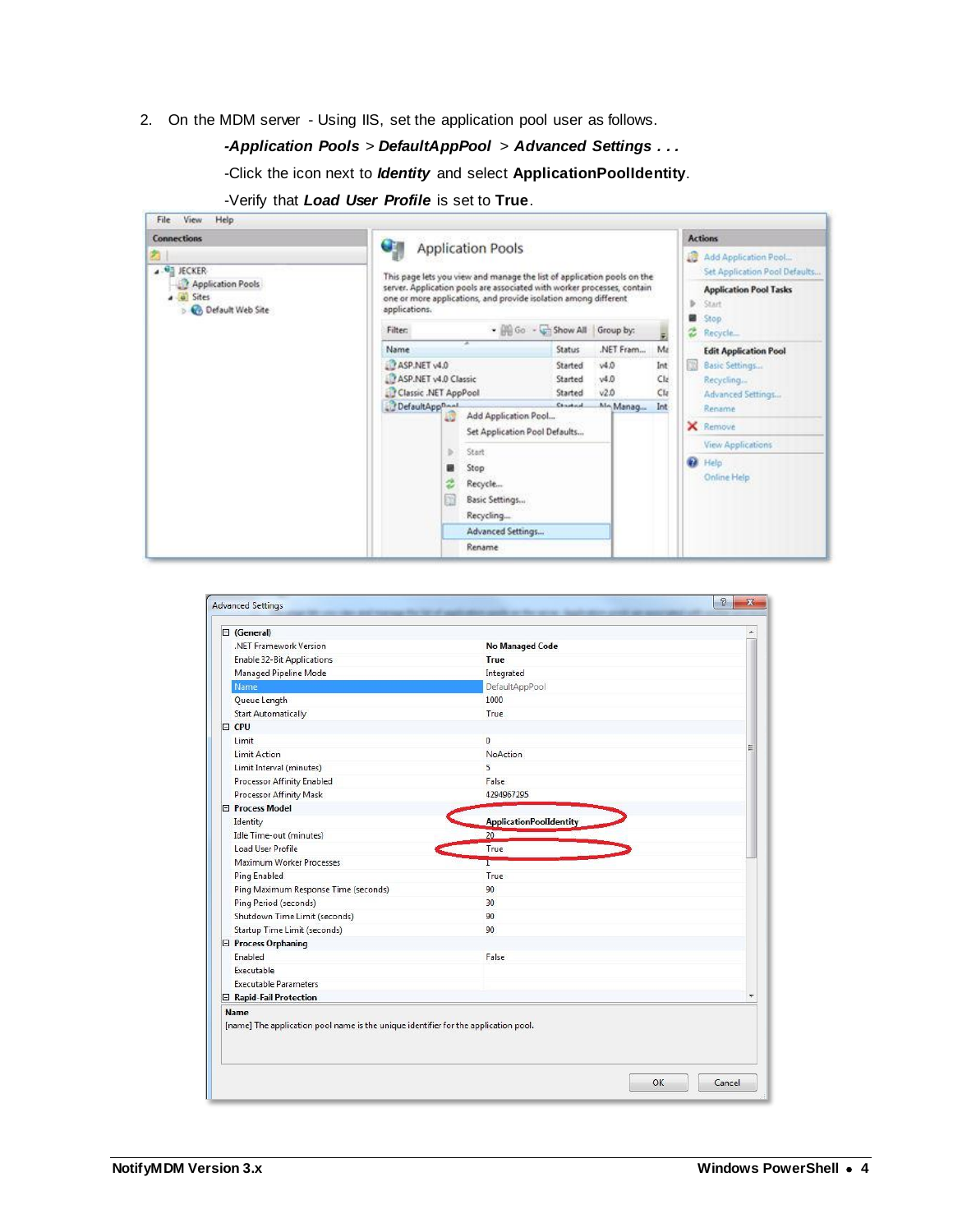2. On the MDM server - Using IIS, set the application pool user as follows.

   ***-Application Pools** > **DefaultAppPool** > **Advanced Settings . . .***

   -Click the icon next to ***Identity*** and select **ApplicationPoolIdentity**.

   -Verify that ***Load User Profile*** is set to **True**.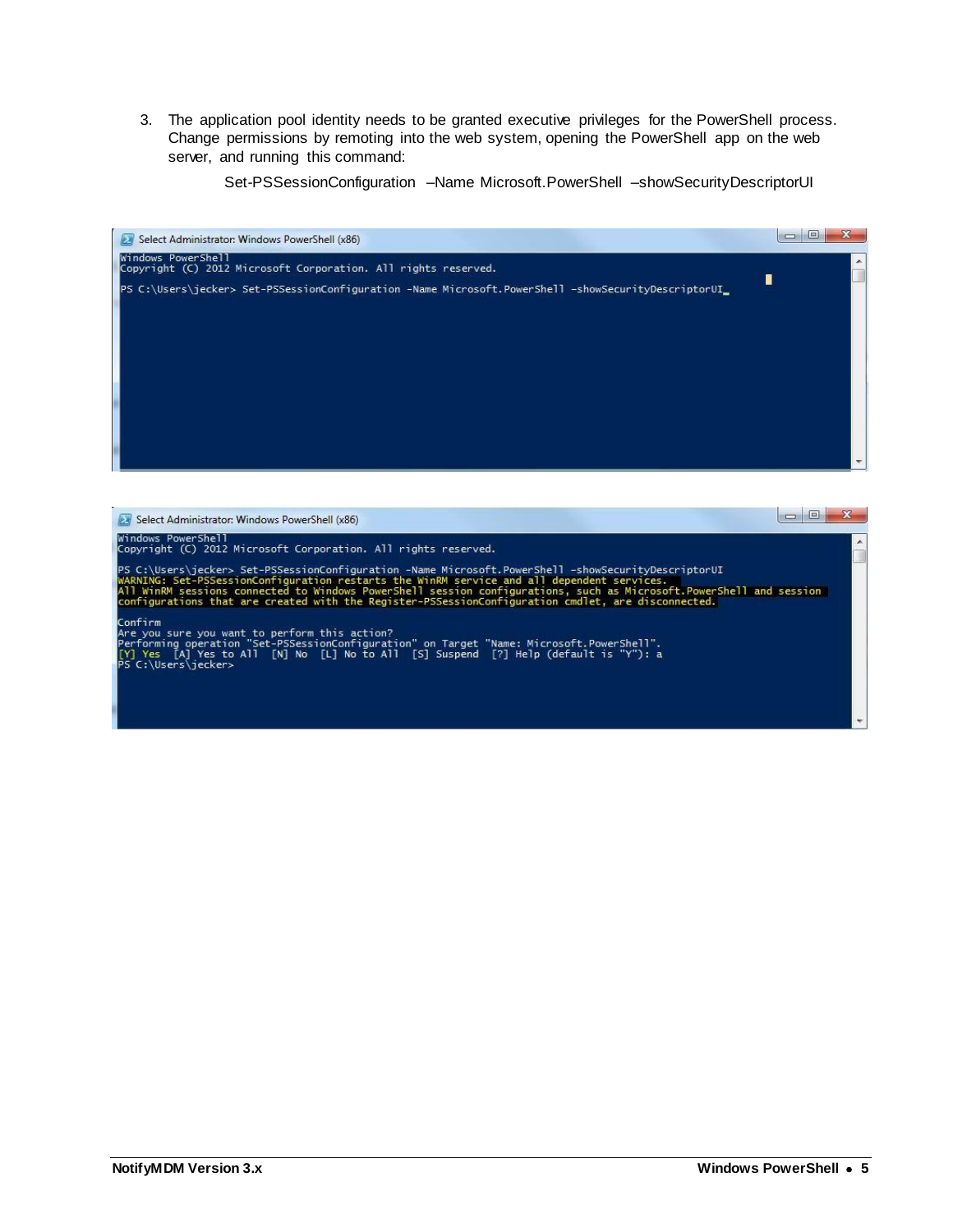3. The application pool identity needs to be granted executive privileges for the PowerShell process. Change permissions by remoting into the web system, opening the PowerShell app on the web server, and running this command:

   Set-PSSessionConfiguration –Name Microsoft.PowerShell –showSecurityDescriptorUI

```
Select Administrator: Windows PowerShell (x86)
Windows PowerShell
Copyright (C) 2012 Microsoft Corporation. All rights reserved.

PS C:\Users\jecker> Set-PSSessionConfiguration -Name Microsoft.PowerShell -showSecurityDescriptorUI_
```

```
Select Administrator: Windows PowerShell (x86)
Windows PowerShell
Copyright (C) 2012 Microsoft Corporation. All rights reserved.

PS C:\Users\jecker> Set-PSSessionConfiguration -Name Microsoft.PowerShell -showSecurityDescriptorUI
WARNING: Set-PSSessionConfiguration restarts the WinRM service and all dependent services.
All WinRM sessions connected to Windows PowerShell session configurations, such as Microsoft.PowerShell and session
configurations that are created with the Register-PSSessionConfiguration cmdlet, are disconnected.

Confirm
Are you sure you want to perform this action?
Performing operation "Set-PSSessionConfiguration" on Target "Name: Microsoft.PowerShell".
[Y] Yes  [A] Yes to All  [N] No  [L] No to All  [S] Suspend  [?] Help (default is "Y"): a
PS C:\Users\jecker>
```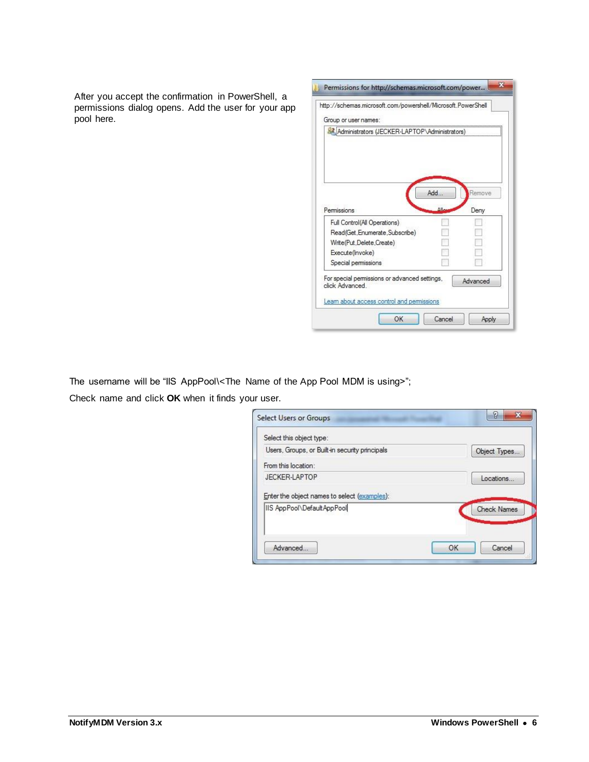After you accept the confirmation in PowerShell, a permissions dialog opens. Add the user for your app pool here.

The username will be “IIS AppPool\<The Name of the App Pool MDM is using>”;

Check name and click **OK** when it finds your user.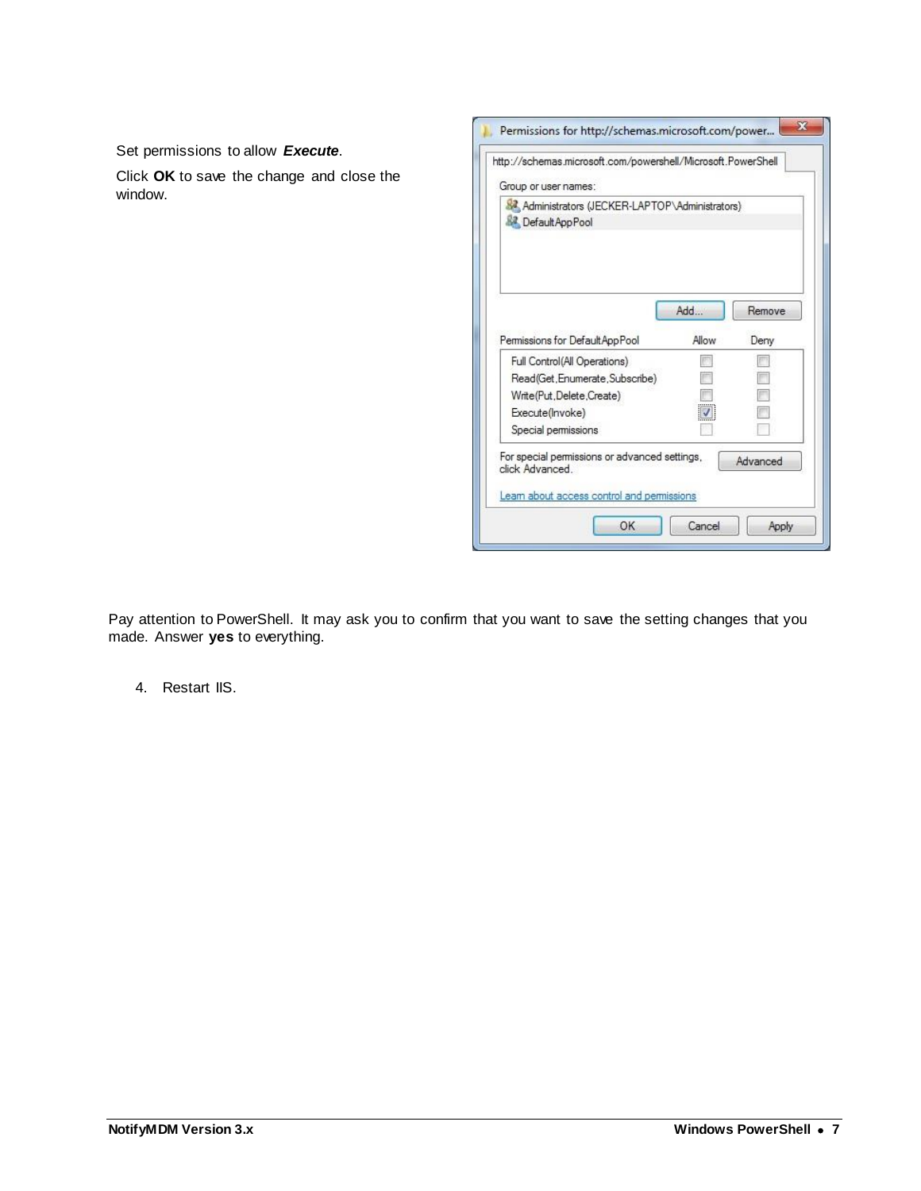Set permissions to allow ***Execute***.

Click **OK** to save the change and close the window.

Pay attention to PowerShell. It may ask you to confirm that you want to save the setting changes that you made. Answer **yes** to everything.

4. Restart IIS.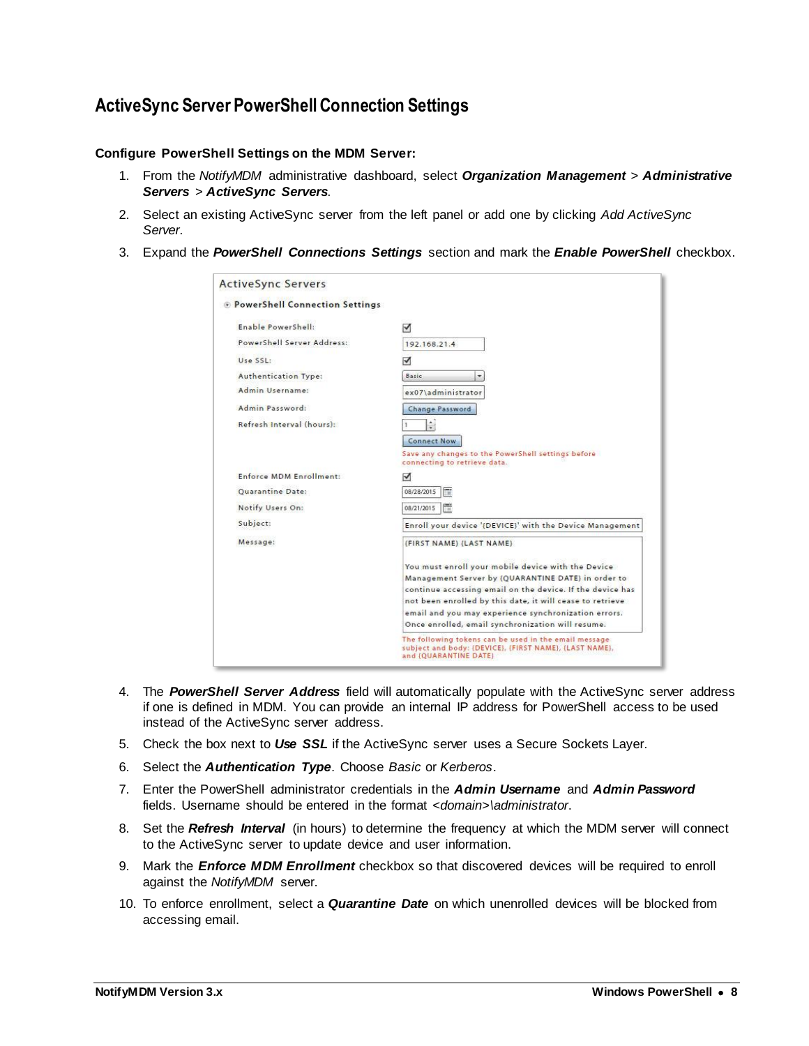## ActiveSync Server PowerShell Connection Settings

**Configure PowerShell Settings on the MDM Server:**

1. From the *NotifyMDM* administrative dashboard, select ***Organization Management*** > ***Administrative Servers*** > ***ActiveSync Servers***.
2. Select an existing ActiveSync server from the left panel or add one by clicking *Add ActiveSync Server*.
3. Expand the ***PowerShell Connections Settings*** section and mark the ***Enable PowerShell*** checkbox.
4. The ***PowerShell Server Address*** field will automatically populate with the ActiveSync server address if one is defined in MDM. You can provide an internal IP address for PowerShell access to be used instead of the ActiveSync server address.
5. Check the box next to ***Use SSL*** if the ActiveSync server uses a Secure Sockets Layer.
6. Select the ***Authentication Type***. Choose *Basic* or *Kerberos*.
7. Enter the PowerShell administrator credentials in the ***Admin Username*** and ***Admin Password*** fields. Username should be entered in the format *<domain>\administrator*.
8. Set the ***Refresh Interval*** (in hours) to determine the frequency at which the MDM server will connect to the ActiveSync server to update device and user information.
9. Mark the ***Enforce MDM Enrollment*** checkbox so that discovered devices will be required to enroll against the *NotifyMDM* server.
10. To enforce enrollment, select a ***Quarantine Date*** on which unenrolled devices will be blocked from accessing email.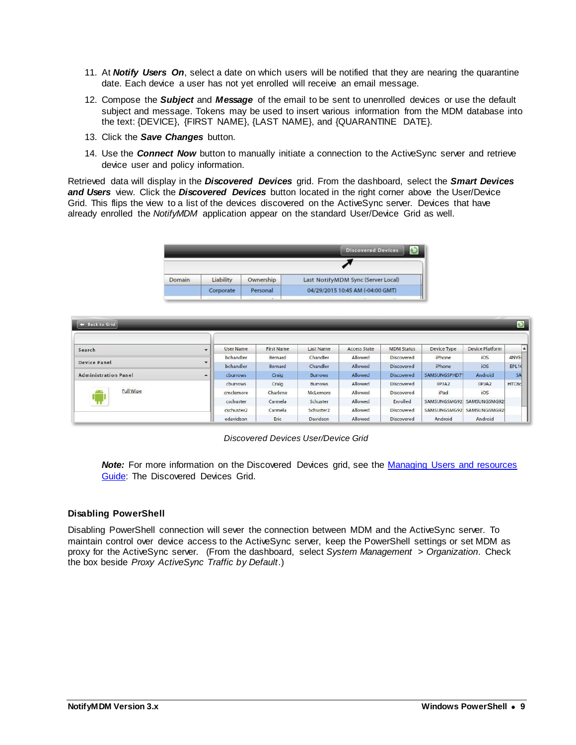11. At ***Notify Users On***, select a date on which users will be notified that they are nearing the quarantine date. Each device a user has not yet enrolled will receive an email message.
12. Compose the ***Subject*** and ***Message*** of the email to be sent to unenrolled devices or use the default subject and message. Tokens may be used to insert various information from the MDM database into the text: {DEVICE}, {FIRST NAME}, {LAST NAME}, and {QUARANTINE DATE}.
13. Click the ***Save Changes*** button.
14. Use the ***Connect Now*** button to manually initiate a connection to the ActiveSync server and retrieve device user and policy information.

Retrieved data will display in the ***Discovered Devices*** grid. From the dashboard, select the ***Smart Devices and Users*** view. Click the ***Discovered Devices*** button located in the right corner above the User/Device Grid. This flips the view to a list of the devices discovered on the ActiveSync server. Devices that have already enrolled the *NotifyMDM* application appear on the standard User/Device Grid as well.

*Discovered Devices User/Device Grid*

***Note:*** For more information on the Discovered Devices grid, see the Managing Users and resources Guide: The Discovered Devices Grid.

### Disabling PowerShell

Disabling PowerShell connection will sever the connection between MDM and the ActiveSync server. To maintain control over device access to the ActiveSync server, keep the PowerShell settings or set MDM as proxy for the ActiveSync server. (From the dashboard, select *System Management > Organization*. Check the box beside *Proxy ActiveSync Traffic by Default*.)